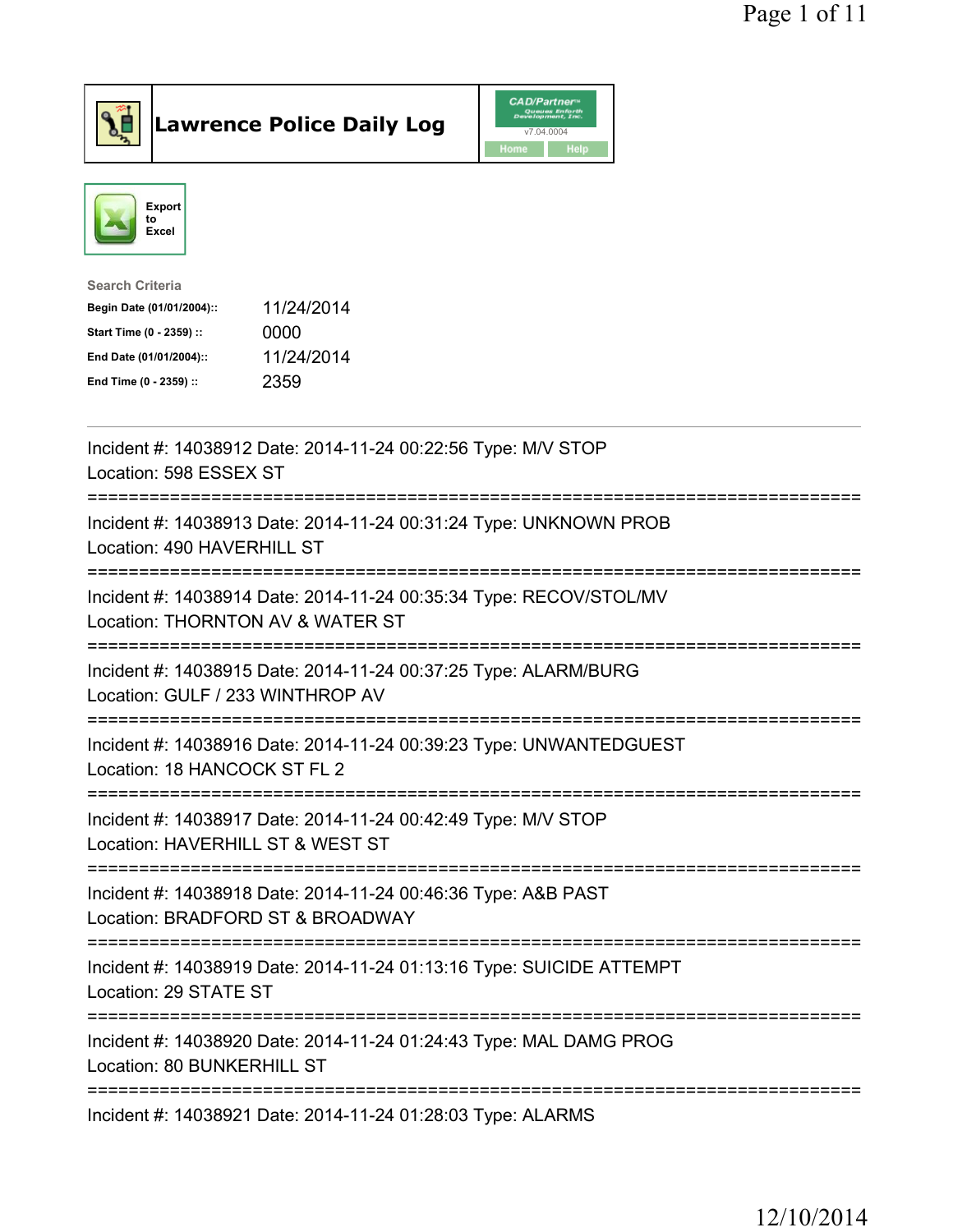# Lawrence Police Daily Log

Export to Excel

**Search Criteria**

| | |
|---|---|
| **Begin Date (01/01/2004)::** | 11/24/2014 |
| **Start Time (0 - 2359) ::** | 0000 |
| **End Date (01/01/2004)::** | 11/24/2014 |
| **End Time (0 - 2359) ::** | 2359 |

---

Incident #: 14038912 Date: 2014-11-24 00:22:56 Type: M/V STOP
Location: 598 ESSEX ST

===========================================================================

Incident #: 14038913 Date: 2014-11-24 00:31:24 Type: UNKNOWN PROB
Location: 490 HAVERHILL ST

===========================================================================

Incident #: 14038914 Date: 2014-11-24 00:35:34 Type: RECOV/STOL/MV
Location: THORNTON AV & WATER ST

===========================================================================

Incident #: 14038915 Date: 2014-11-24 00:37:25 Type: ALARM/BURG
Location: GULF / 233 WINTHROP AV

===========================================================================

Incident #: 14038916 Date: 2014-11-24 00:39:23 Type: UNWANTEDGUEST
Location: 18 HANCOCK ST FL 2

===========================================================================

Incident #: 14038917 Date: 2014-11-24 00:42:49 Type: M/V STOP
Location: HAVERHILL ST & WEST ST

===========================================================================

Incident #: 14038918 Date: 2014-11-24 00:46:36 Type: A&B PAST
Location: BRADFORD ST & BROADWAY

===========================================================================

Incident #: 14038919 Date: 2014-11-24 01:13:16 Type: SUICIDE ATTEMPT
Location: 29 STATE ST

===========================================================================

Incident #: 14038920 Date: 2014-11-24 01:24:43 Type: MAL DAMG PROG
Location: 80 BUNKERHILL ST

===========================================================================

Incident #: 14038921 Date: 2014-11-24 01:28:03 Type: ALARMS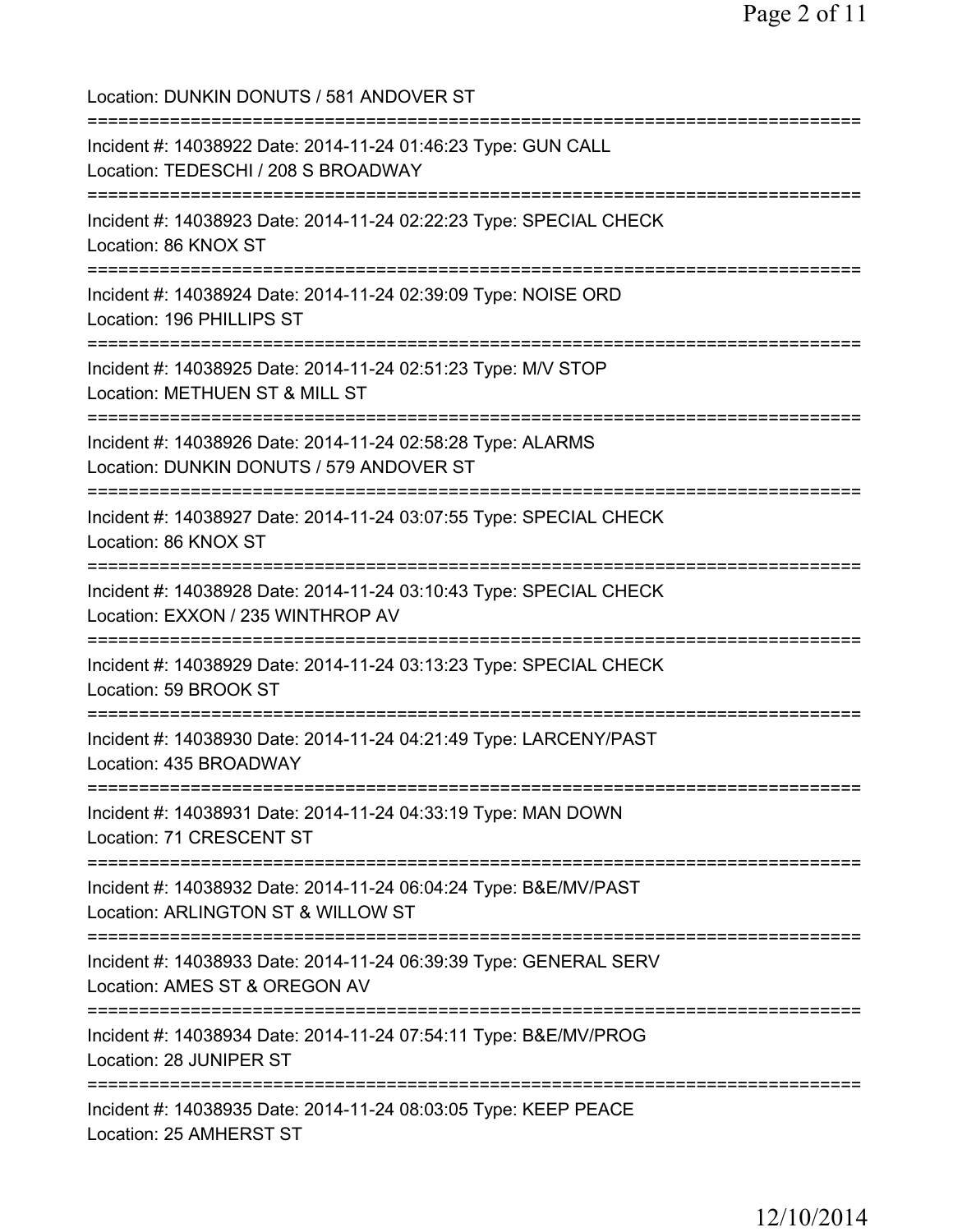Location: DUNKIN DONUTS / 581 ANDOVER ST

===========================================================================

Incident #: 14038922 Date: 2014-11-24 01:46:23 Type: GUN CALL
Location: TEDESCHI / 208 S BROADWAY

===========================================================================

Incident #: 14038923 Date: 2014-11-24 02:22:23 Type: SPECIAL CHECK
Location: 86 KNOX ST

===========================================================================

Incident #: 14038924 Date: 2014-11-24 02:39:09 Type: NOISE ORD
Location: 196 PHILLIPS ST

===========================================================================

Incident #: 14038925 Date: 2014-11-24 02:51:23 Type: M/V STOP
Location: METHUEN ST & MILL ST

===========================================================================

Incident #: 14038926 Date: 2014-11-24 02:58:28 Type: ALARMS
Location: DUNKIN DONUTS / 579 ANDOVER ST

===========================================================================

Incident #: 14038927 Date: 2014-11-24 03:07:55 Type: SPECIAL CHECK
Location: 86 KNOX ST

===========================================================================

Incident #: 14038928 Date: 2014-11-24 03:10:43 Type: SPECIAL CHECK
Location: EXXON / 235 WINTHROP AV

===========================================================================

Incident #: 14038929 Date: 2014-11-24 03:13:23 Type: SPECIAL CHECK
Location: 59 BROOK ST

===========================================================================

Incident #: 14038930 Date: 2014-11-24 04:21:49 Type: LARCENY/PAST
Location: 435 BROADWAY

===========================================================================

Incident #: 14038931 Date: 2014-11-24 04:33:19 Type: MAN DOWN
Location: 71 CRESCENT ST

===========================================================================

Incident #: 14038932 Date: 2014-11-24 06:04:24 Type: B&E/MV/PAST
Location: ARLINGTON ST & WILLOW ST

===========================================================================

Incident #: 14038933 Date: 2014-11-24 06:39:39 Type: GENERAL SERV
Location: AMES ST & OREGON AV

===========================================================================

Incident #: 14038934 Date: 2014-11-24 07:54:11 Type: B&E/MV/PROG
Location: 28 JUNIPER ST

===========================================================================

Incident #: 14038935 Date: 2014-11-24 08:03:05 Type: KEEP PEACE
Location: 25 AMHERST ST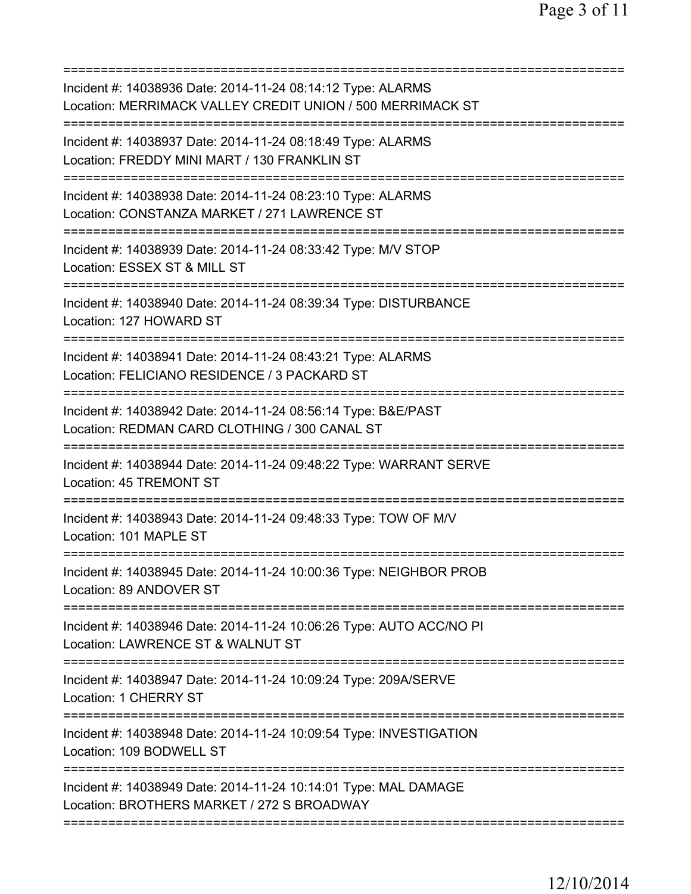===========================================================================
Incident #: 14038936 Date: 2014-11-24 08:14:12 Type: ALARMS
Location: MERRIMACK VALLEY CREDIT UNION / 500 MERRIMACK ST
===========================================================================
Incident #: 14038937 Date: 2014-11-24 08:18:49 Type: ALARMS
Location: FREDDY MINI MART / 130 FRANKLIN ST
===========================================================================
Incident #: 14038938 Date: 2014-11-24 08:23:10 Type: ALARMS
Location: CONSTANZA MARKET / 271 LAWRENCE ST
===========================================================================
Incident #: 14038939 Date: 2014-11-24 08:33:42 Type: M/V STOP
Location: ESSEX ST & MILL ST
===========================================================================
Incident #: 14038940 Date: 2014-11-24 08:39:34 Type: DISTURBANCE
Location: 127 HOWARD ST
===========================================================================
Incident #: 14038941 Date: 2014-11-24 08:43:21 Type: ALARMS
Location: FELICIANO RESIDENCE / 3 PACKARD ST
===========================================================================
Incident #: 14038942 Date: 2014-11-24 08:56:14 Type: B&E/PAST
Location: REDMAN CARD CLOTHING / 300 CANAL ST
===========================================================================
Incident #: 14038944 Date: 2014-11-24 09:48:22 Type: WARRANT SERVE
Location: 45 TREMONT ST
===========================================================================
Incident #: 14038943 Date: 2014-11-24 09:48:33 Type: TOW OF M/V
Location: 101 MAPLE ST
===========================================================================
Incident #: 14038945 Date: 2014-11-24 10:00:36 Type: NEIGHBOR PROB
Location: 89 ANDOVER ST
===========================================================================
Incident #: 14038946 Date: 2014-11-24 10:06:26 Type: AUTO ACC/NO PI
Location: LAWRENCE ST & WALNUT ST
===========================================================================
Incident #: 14038947 Date: 2014-11-24 10:09:24 Type: 209A/SERVE
Location: 1 CHERRY ST
===========================================================================
Incident #: 14038948 Date: 2014-11-24 10:09:54 Type: INVESTIGATION
Location: 109 BODWELL ST
===========================================================================
Incident #: 14038949 Date: 2014-11-24 10:14:01 Type: MAL DAMAGE
Location: BROTHERS MARKET / 272 S BROADWAY
===========================================================================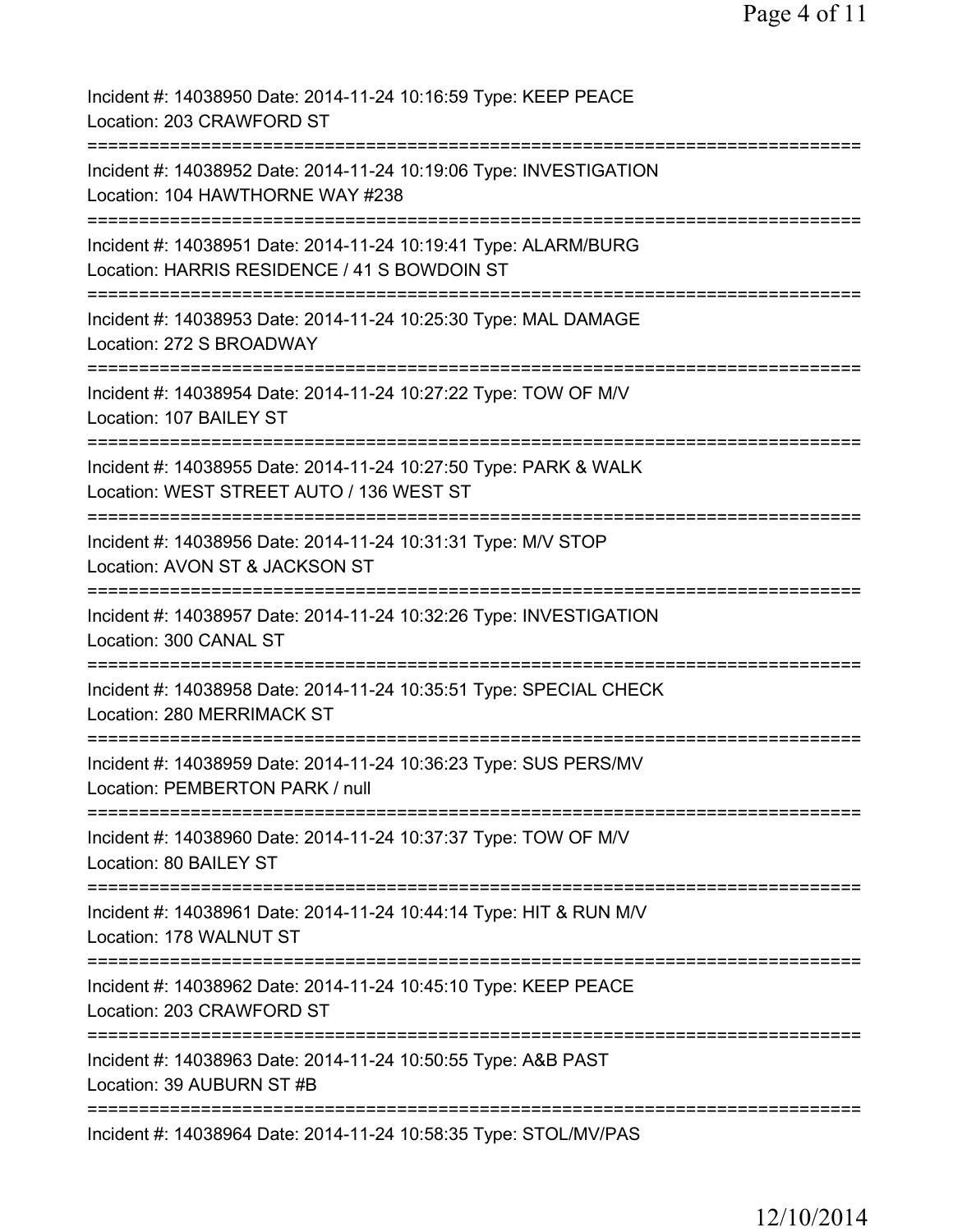Incident #: 14038950 Date: 2014-11-24 10:16:59 Type: KEEP PEACE
Location: 203 CRAWFORD ST
===========================================================================
Incident #: 14038952 Date: 2014-11-24 10:19:06 Type: INVESTIGATION
Location: 104 HAWTHORNE WAY #238
===========================================================================
Incident #: 14038951 Date: 2014-11-24 10:19:41 Type: ALARM/BURG
Location: HARRIS RESIDENCE / 41 S BOWDOIN ST
===========================================================================
Incident #: 14038953 Date: 2014-11-24 10:25:30 Type: MAL DAMAGE
Location: 272 S BROADWAY
===========================================================================
Incident #: 14038954 Date: 2014-11-24 10:27:22 Type: TOW OF M/V
Location: 107 BAILEY ST
===========================================================================
Incident #: 14038955 Date: 2014-11-24 10:27:50 Type: PARK & WALK
Location: WEST STREET AUTO / 136 WEST ST
===========================================================================
Incident #: 14038956 Date: 2014-11-24 10:31:31 Type: M/V STOP
Location: AVON ST & JACKSON ST
===========================================================================
Incident #: 14038957 Date: 2014-11-24 10:32:26 Type: INVESTIGATION
Location: 300 CANAL ST
===========================================================================
Incident #: 14038958 Date: 2014-11-24 10:35:51 Type: SPECIAL CHECK
Location: 280 MERRIMACK ST
===========================================================================
Incident #: 14038959 Date: 2014-11-24 10:36:23 Type: SUS PERS/MV
Location: PEMBERTON PARK / null
===========================================================================
Incident #: 14038960 Date: 2014-11-24 10:37:37 Type: TOW OF M/V
Location: 80 BAILEY ST
===========================================================================
Incident #: 14038961 Date: 2014-11-24 10:44:14 Type: HIT & RUN M/V
Location: 178 WALNUT ST
===========================================================================
Incident #: 14038962 Date: 2014-11-24 10:45:10 Type: KEEP PEACE
Location: 203 CRAWFORD ST
===========================================================================
Incident #: 14038963 Date: 2014-11-24 10:50:55 Type: A&B PAST
Location: 39 AUBURN ST #B
===========================================================================
Incident #: 14038964 Date: 2014-11-24 10:58:35 Type: STOL/MV/PAS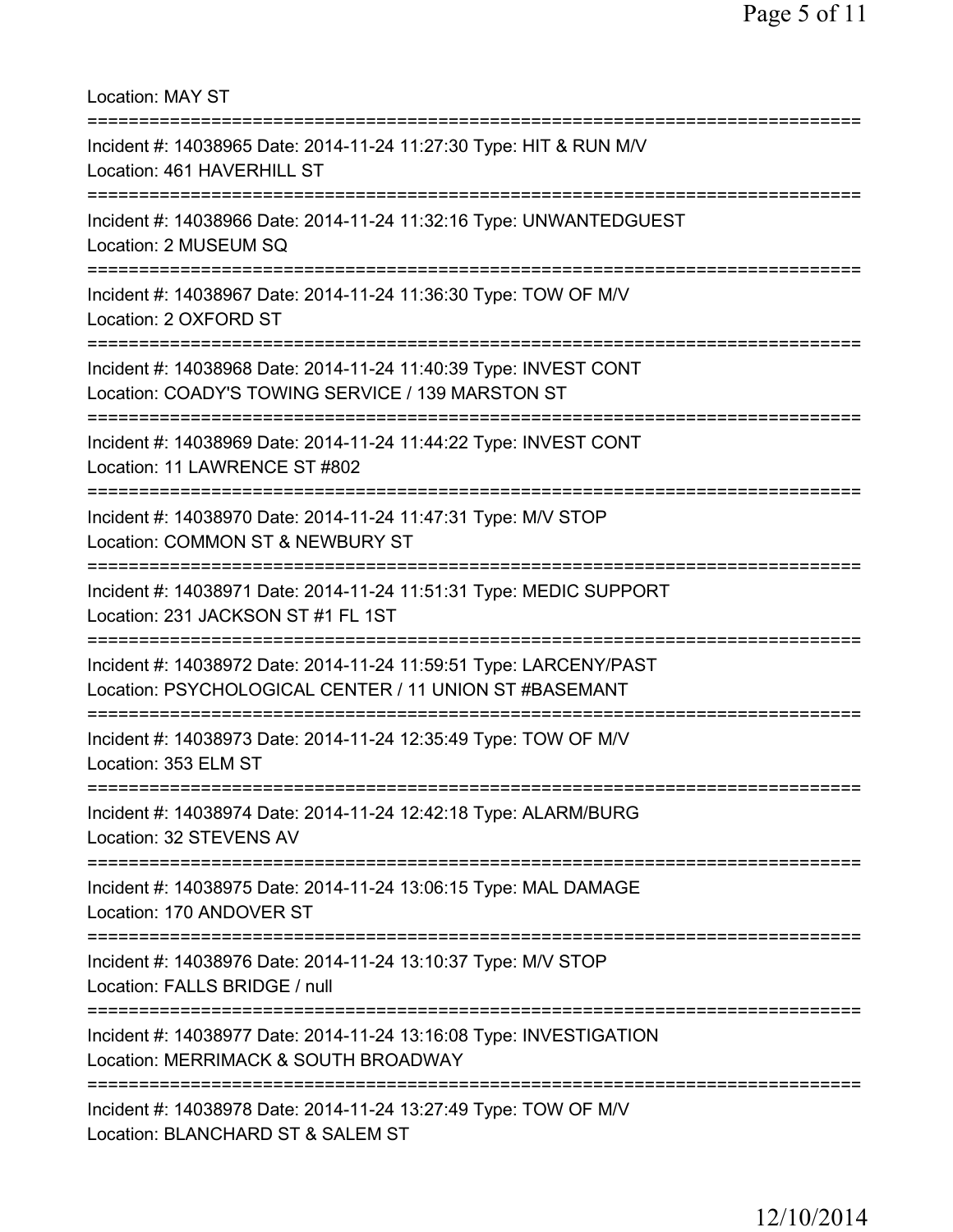Location: MAY ST

===========================================================================

Incident #: 14038965 Date: 2014-11-24 11:27:30 Type: HIT & RUN M/V
Location: 461 HAVERHILL ST

===========================================================================

Incident #: 14038966 Date: 2014-11-24 11:32:16 Type: UNWANTEDGUEST
Location: 2 MUSEUM SQ

===========================================================================

Incident #: 14038967 Date: 2014-11-24 11:36:30 Type: TOW OF M/V
Location: 2 OXFORD ST

===========================================================================

Incident #: 14038968 Date: 2014-11-24 11:40:39 Type: INVEST CONT
Location: COADY'S TOWING SERVICE / 139 MARSTON ST

===========================================================================

Incident #: 14038969 Date: 2014-11-24 11:44:22 Type: INVEST CONT
Location: 11 LAWRENCE ST #802

===========================================================================

Incident #: 14038970 Date: 2014-11-24 11:47:31 Type: M/V STOP
Location: COMMON ST & NEWBURY ST

===========================================================================

Incident #: 14038971 Date: 2014-11-24 11:51:31 Type: MEDIC SUPPORT
Location: 231 JACKSON ST #1 FL 1ST

===========================================================================

Incident #: 14038972 Date: 2014-11-24 11:59:51 Type: LARCENY/PAST
Location: PSYCHOLOGICAL CENTER / 11 UNION ST #BASEMANT

===========================================================================

Incident #: 14038973 Date: 2014-11-24 12:35:49 Type: TOW OF M/V
Location: 353 ELM ST

===========================================================================

Incident #: 14038974 Date: 2014-11-24 12:42:18 Type: ALARM/BURG
Location: 32 STEVENS AV

===========================================================================

Incident #: 14038975 Date: 2014-11-24 13:06:15 Type: MAL DAMAGE
Location: 170 ANDOVER ST

===========================================================================

Incident #: 14038976 Date: 2014-11-24 13:10:37 Type: M/V STOP
Location: FALLS BRIDGE / null

===========================================================================

Incident #: 14038977 Date: 2014-11-24 13:16:08 Type: INVESTIGATION
Location: MERRIMACK & SOUTH BROADWAY

===========================================================================

Incident #: 14038978 Date: 2014-11-24 13:27:49 Type: TOW OF M/V
Location: BLANCHARD ST & SALEM ST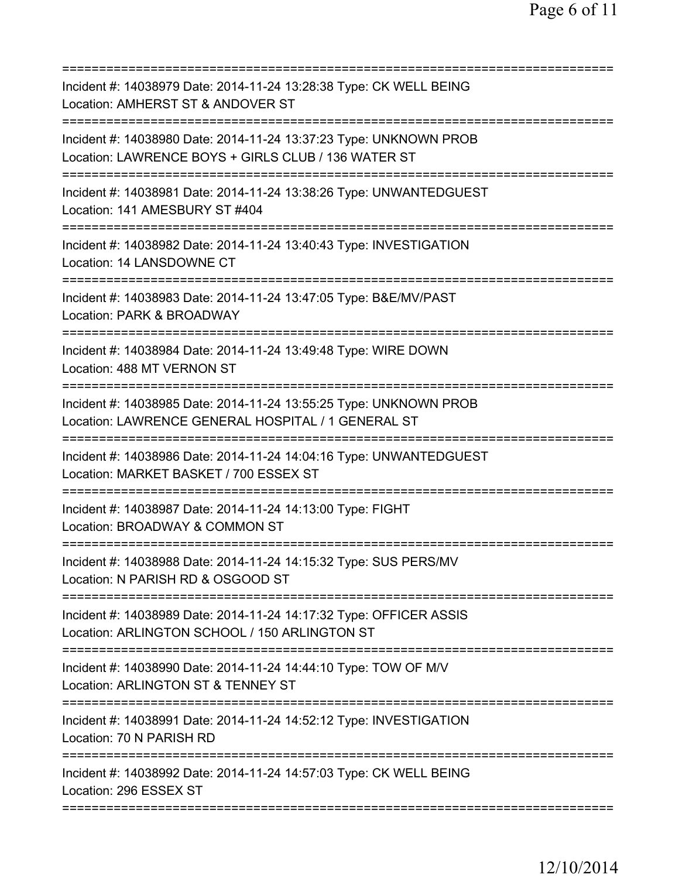===========================================================================
Incident #: 14038979 Date: 2014-11-24 13:28:38 Type: CK WELL BEING
Location: AMHERST ST & ANDOVER ST
===========================================================================
Incident #: 14038980 Date: 2014-11-24 13:37:23 Type: UNKNOWN PROB
Location: LAWRENCE BOYS + GIRLS CLUB / 136 WATER ST
===========================================================================
Incident #: 14038981 Date: 2014-11-24 13:38:26 Type: UNWANTEDGUEST
Location: 141 AMESBURY ST #404
===========================================================================
Incident #: 14038982 Date: 2014-11-24 13:40:43 Type: INVESTIGATION
Location: 14 LANSDOWNE CT
===========================================================================
Incident #: 14038983 Date: 2014-11-24 13:47:05 Type: B&E/MV/PAST
Location: PARK & BROADWAY
===========================================================================
Incident #: 14038984 Date: 2014-11-24 13:49:48 Type: WIRE DOWN
Location: 488 MT VERNON ST
===========================================================================
Incident #: 14038985 Date: 2014-11-24 13:55:25 Type: UNKNOWN PROB
Location: LAWRENCE GENERAL HOSPITAL / 1 GENERAL ST
===========================================================================
Incident #: 14038986 Date: 2014-11-24 14:04:16 Type: UNWANTEDGUEST
Location: MARKET BASKET / 700 ESSEX ST
===========================================================================
Incident #: 14038987 Date: 2014-11-24 14:13:00 Type: FIGHT
Location: BROADWAY & COMMON ST
===========================================================================
Incident #: 14038988 Date: 2014-11-24 14:15:32 Type: SUS PERS/MV
Location: N PARISH RD & OSGOOD ST
===========================================================================
Incident #: 14038989 Date: 2014-11-24 14:17:32 Type: OFFICER ASSIS
Location: ARLINGTON SCHOOL / 150 ARLINGTON ST
===========================================================================
Incident #: 14038990 Date: 2014-11-24 14:44:10 Type: TOW OF M/V
Location: ARLINGTON ST & TENNEY ST
===========================================================================
Incident #: 14038991 Date: 2014-11-24 14:52:12 Type: INVESTIGATION
Location: 70 N PARISH RD
===========================================================================
Incident #: 14038992 Date: 2014-11-24 14:57:03 Type: CK WELL BEING
Location: 296 ESSEX ST
===========================================================================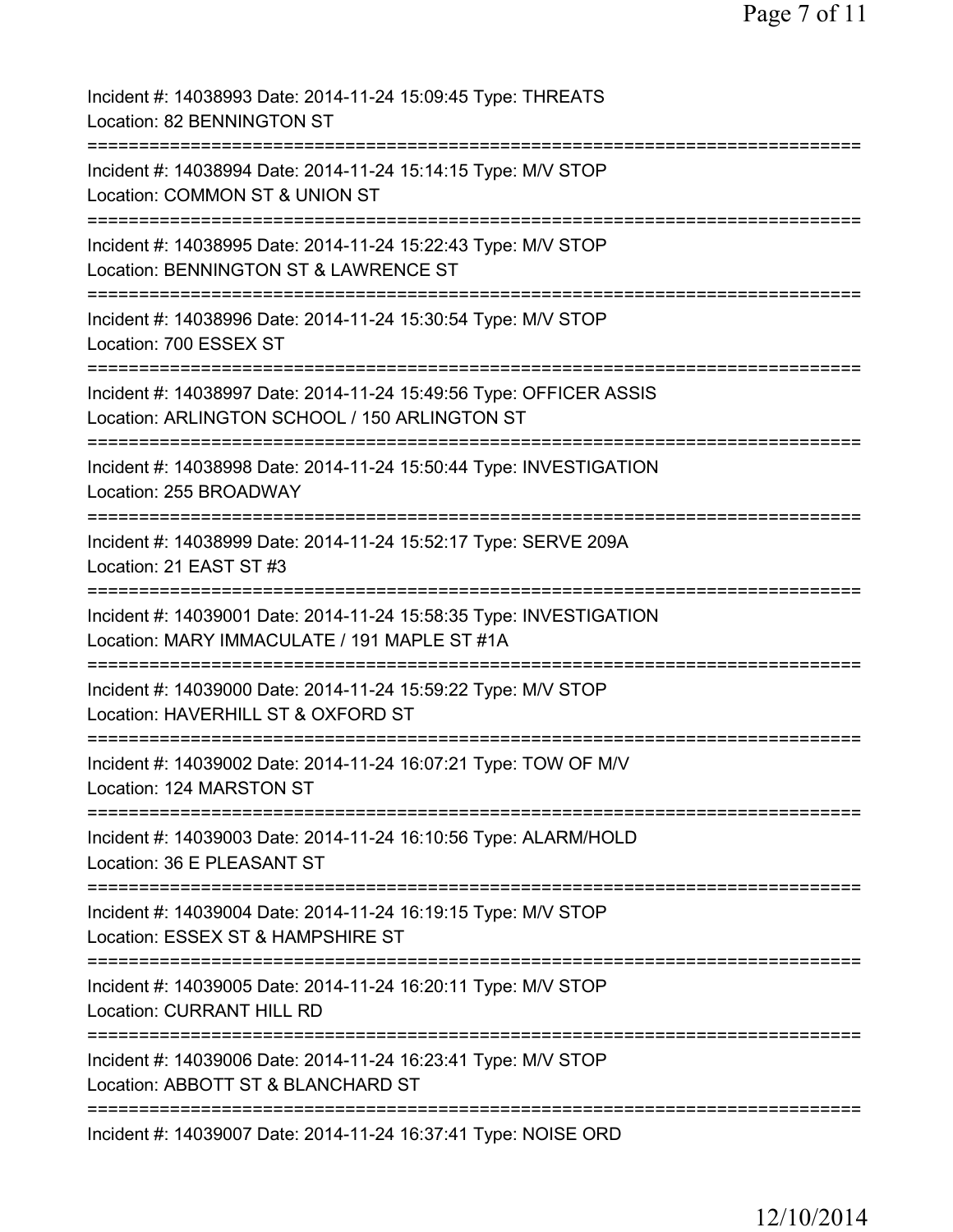Incident #: 14038993 Date: 2014-11-24 15:09:45 Type: THREATS
Location: 82 BENNINGTON ST

===========================================================================

Incident #: 14038994 Date: 2014-11-24 15:14:15 Type: M/V STOP
Location: COMMON ST & UNION ST

===========================================================================

Incident #: 14038995 Date: 2014-11-24 15:22:43 Type: M/V STOP
Location: BENNINGTON ST & LAWRENCE ST

===========================================================================

Incident #: 14038996 Date: 2014-11-24 15:30:54 Type: M/V STOP
Location: 700 ESSEX ST

===========================================================================

Incident #: 14038997 Date: 2014-11-24 15:49:56 Type: OFFICER ASSIS
Location: ARLINGTON SCHOOL / 150 ARLINGTON ST

===========================================================================

Incident #: 14038998 Date: 2014-11-24 15:50:44 Type: INVESTIGATION
Location: 255 BROADWAY

===========================================================================

Incident #: 14038999 Date: 2014-11-24 15:52:17 Type: SERVE 209A
Location: 21 EAST ST #3

===========================================================================

Incident #: 14039001 Date: 2014-11-24 15:58:35 Type: INVESTIGATION
Location: MARY IMMACULATE / 191 MAPLE ST #1A

===========================================================================

Incident #: 14039000 Date: 2014-11-24 15:59:22 Type: M/V STOP
Location: HAVERHILL ST & OXFORD ST

===========================================================================

Incident #: 14039002 Date: 2014-11-24 16:07:21 Type: TOW OF M/V
Location: 124 MARSTON ST

===========================================================================

Incident #: 14039003 Date: 2014-11-24 16:10:56 Type: ALARM/HOLD
Location: 36 E PLEASANT ST

===========================================================================

Incident #: 14039004 Date: 2014-11-24 16:19:15 Type: M/V STOP
Location: ESSEX ST & HAMPSHIRE ST

===========================================================================

Incident #: 14039005 Date: 2014-11-24 16:20:11 Type: M/V STOP
Location: CURRANT HILL RD

===========================================================================

Incident #: 14039006 Date: 2014-11-24 16:23:41 Type: M/V STOP
Location: ABBOTT ST & BLANCHARD ST

===========================================================================

Incident #: 14039007 Date: 2014-11-24 16:37:41 Type: NOISE ORD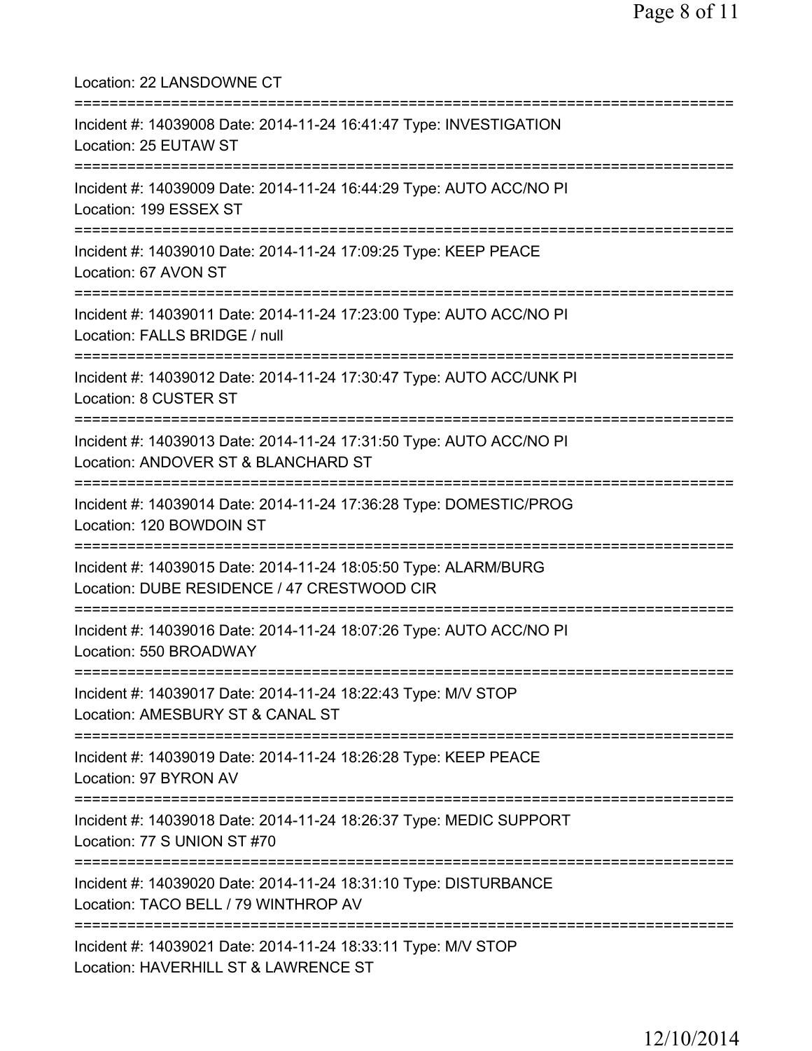Location: 22 LANSDOWNE CT

===========================================================================

Incident #: 14039008 Date: 2014-11-24 16:41:47 Type: INVESTIGATION
Location: 25 EUTAW ST

===========================================================================

Incident #: 14039009 Date: 2014-11-24 16:44:29 Type: AUTO ACC/NO PI
Location: 199 ESSEX ST

===========================================================================

Incident #: 14039010 Date: 2014-11-24 17:09:25 Type: KEEP PEACE
Location: 67 AVON ST

===========================================================================

Incident #: 14039011 Date: 2014-11-24 17:23:00 Type: AUTO ACC/NO PI
Location: FALLS BRIDGE / null

===========================================================================

Incident #: 14039012 Date: 2014-11-24 17:30:47 Type: AUTO ACC/UNK PI
Location: 8 CUSTER ST

===========================================================================

Incident #: 14039013 Date: 2014-11-24 17:31:50 Type: AUTO ACC/NO PI
Location: ANDOVER ST & BLANCHARD ST

===========================================================================

Incident #: 14039014 Date: 2014-11-24 17:36:28 Type: DOMESTIC/PROG
Location: 120 BOWDOIN ST

===========================================================================

Incident #: 14039015 Date: 2014-11-24 18:05:50 Type: ALARM/BURG
Location: DUBE RESIDENCE / 47 CRESTWOOD CIR

===========================================================================

Incident #: 14039016 Date: 2014-11-24 18:07:26 Type: AUTO ACC/NO PI
Location: 550 BROADWAY

===========================================================================

Incident #: 14039017 Date: 2014-11-24 18:22:43 Type: M/V STOP
Location: AMESBURY ST & CANAL ST

===========================================================================

Incident #: 14039019 Date: 2014-11-24 18:26:28 Type: KEEP PEACE
Location: 97 BYRON AV

===========================================================================

Incident #: 14039018 Date: 2014-11-24 18:26:37 Type: MEDIC SUPPORT
Location: 77 S UNION ST #70

===========================================================================

Incident #: 14039020 Date: 2014-11-24 18:31:10 Type: DISTURBANCE
Location: TACO BELL / 79 WINTHROP AV

===========================================================================

Incident #: 14039021 Date: 2014-11-24 18:33:11 Type: M/V STOP
Location: HAVERHILL ST & LAWRENCE ST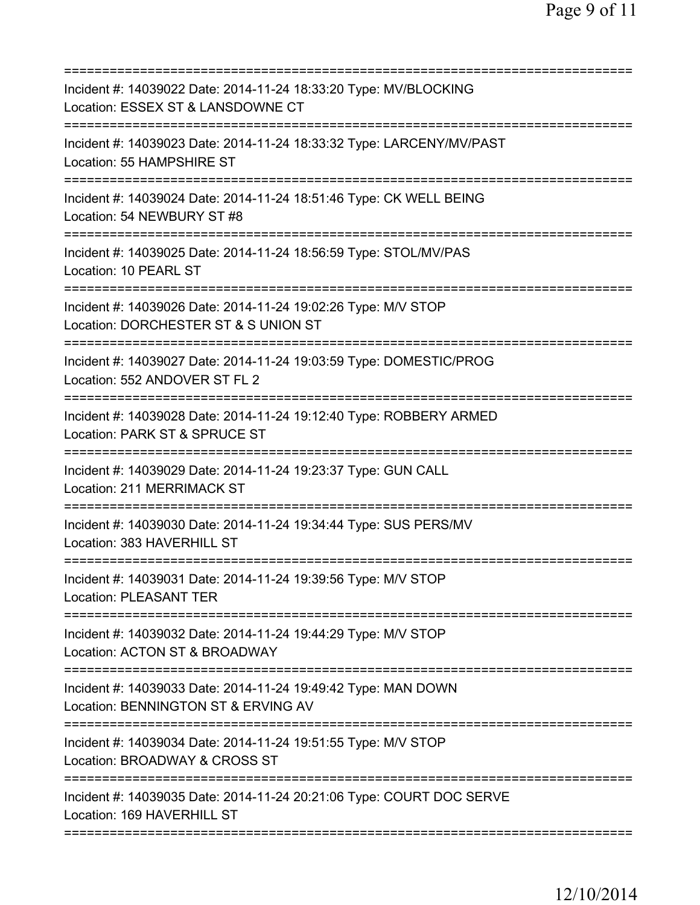===========================================================================
Incident #: 14039022 Date: 2014-11-24 18:33:20 Type: MV/BLOCKING
Location: ESSEX ST & LANSDOWNE CT
===========================================================================
Incident #: 14039023 Date: 2014-11-24 18:33:32 Type: LARCENY/MV/PAST
Location: 55 HAMPSHIRE ST
===========================================================================
Incident #: 14039024 Date: 2014-11-24 18:51:46 Type: CK WELL BEING
Location: 54 NEWBURY ST #8
===========================================================================
Incident #: 14039025 Date: 2014-11-24 18:56:59 Type: STOL/MV/PAS
Location: 10 PEARL ST
===========================================================================
Incident #: 14039026 Date: 2014-11-24 19:02:26 Type: M/V STOP
Location: DORCHESTER ST & S UNION ST
===========================================================================
Incident #: 14039027 Date: 2014-11-24 19:03:59 Type: DOMESTIC/PROG
Location: 552 ANDOVER ST FL 2
===========================================================================
Incident #: 14039028 Date: 2014-11-24 19:12:40 Type: ROBBERY ARMED
Location: PARK ST & SPRUCE ST
===========================================================================
Incident #: 14039029 Date: 2014-11-24 19:23:37 Type: GUN CALL
Location: 211 MERRIMACK ST
===========================================================================
Incident #: 14039030 Date: 2014-11-24 19:34:44 Type: SUS PERS/MV
Location: 383 HAVERHILL ST
===========================================================================
Incident #: 14039031 Date: 2014-11-24 19:39:56 Type: M/V STOP
Location: PLEASANT TER
===========================================================================
Incident #: 14039032 Date: 2014-11-24 19:44:29 Type: M/V STOP
Location: ACTON ST & BROADWAY
===========================================================================
Incident #: 14039033 Date: 2014-11-24 19:49:42 Type: MAN DOWN
Location: BENNINGTON ST & ERVING AV
===========================================================================
Incident #: 14039034 Date: 2014-11-24 19:51:55 Type: M/V STOP
Location: BROADWAY & CROSS ST
===========================================================================
Incident #: 14039035 Date: 2014-11-24 20:21:06 Type: COURT DOC SERVE
Location: 169 HAVERHILL ST
===========================================================================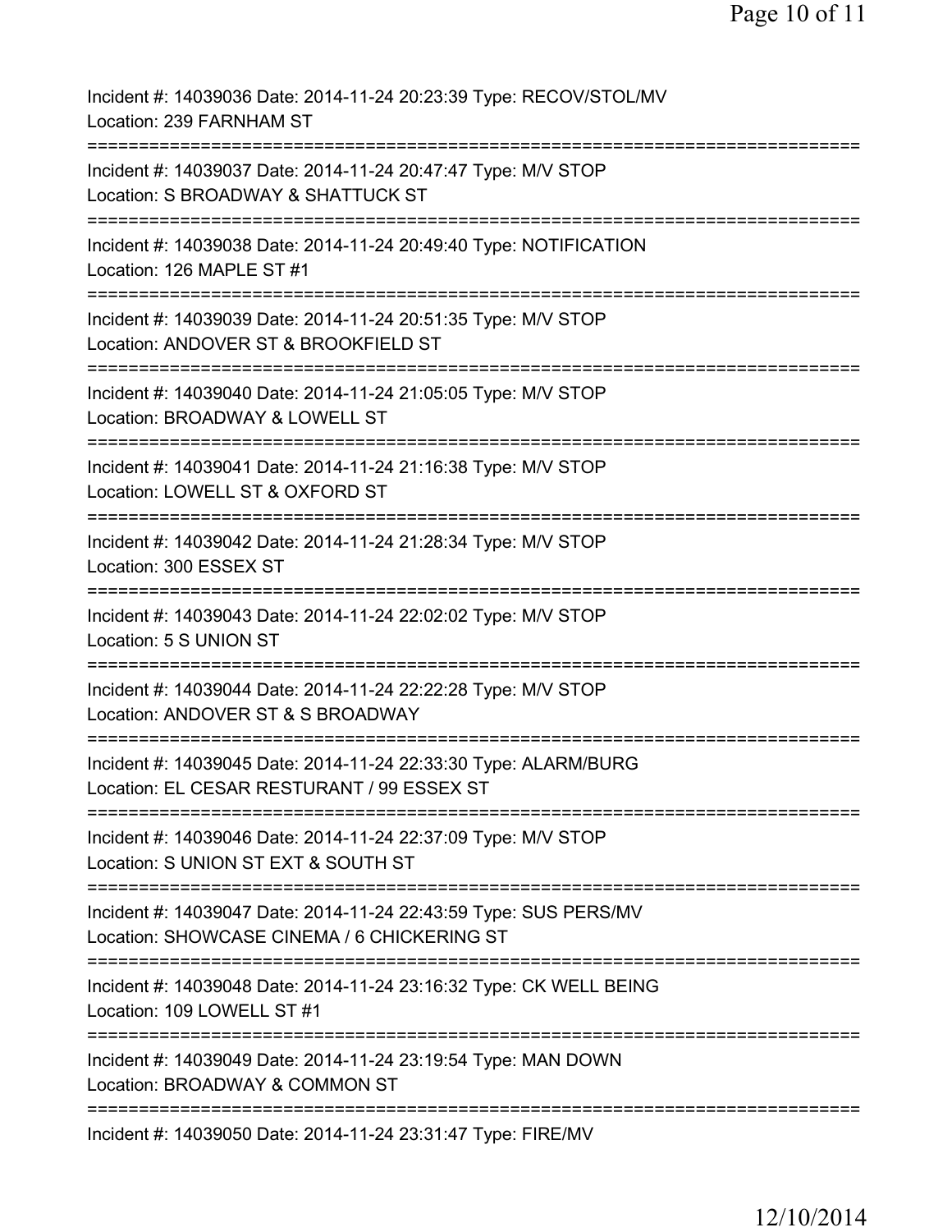Incident #: 14039036 Date: 2014-11-24 20:23:39 Type: RECOV/STOL/MV
Location: 239 FARNHAM ST
===========================================================================
Incident #: 14039037 Date: 2014-11-24 20:47:47 Type: M/V STOP
Location: S BROADWAY & SHATTUCK ST
===========================================================================
Incident #: 14039038 Date: 2014-11-24 20:49:40 Type: NOTIFICATION
Location: 126 MAPLE ST #1
===========================================================================
Incident #: 14039039 Date: 2014-11-24 20:51:35 Type: M/V STOP
Location: ANDOVER ST & BROOKFIELD ST
===========================================================================
Incident #: 14039040 Date: 2014-11-24 21:05:05 Type: M/V STOP
Location: BROADWAY & LOWELL ST
===========================================================================
Incident #: 14039041 Date: 2014-11-24 21:16:38 Type: M/V STOP
Location: LOWELL ST & OXFORD ST
===========================================================================
Incident #: 14039042 Date: 2014-11-24 21:28:34 Type: M/V STOP
Location: 300 ESSEX ST
===========================================================================
Incident #: 14039043 Date: 2014-11-24 22:02:02 Type: M/V STOP
Location: 5 S UNION ST
===========================================================================
Incident #: 14039044 Date: 2014-11-24 22:22:28 Type: M/V STOP
Location: ANDOVER ST & S BROADWAY
===========================================================================
Incident #: 14039045 Date: 2014-11-24 22:33:30 Type: ALARM/BURG
Location: EL CESAR RESTURANT / 99 ESSEX ST
===========================================================================
Incident #: 14039046 Date: 2014-11-24 22:37:09 Type: M/V STOP
Location: S UNION ST EXT & SOUTH ST
===========================================================================
Incident #: 14039047 Date: 2014-11-24 22:43:59 Type: SUS PERS/MV
Location: SHOWCASE CINEMA / 6 CHICKERING ST
===========================================================================
Incident #: 14039048 Date: 2014-11-24 23:16:32 Type: CK WELL BEING
Location: 109 LOWELL ST #1
===========================================================================
Incident #: 14039049 Date: 2014-11-24 23:19:54 Type: MAN DOWN
Location: BROADWAY & COMMON ST
===========================================================================
Incident #: 14039050 Date: 2014-11-24 23:31:47 Type: FIRE/MV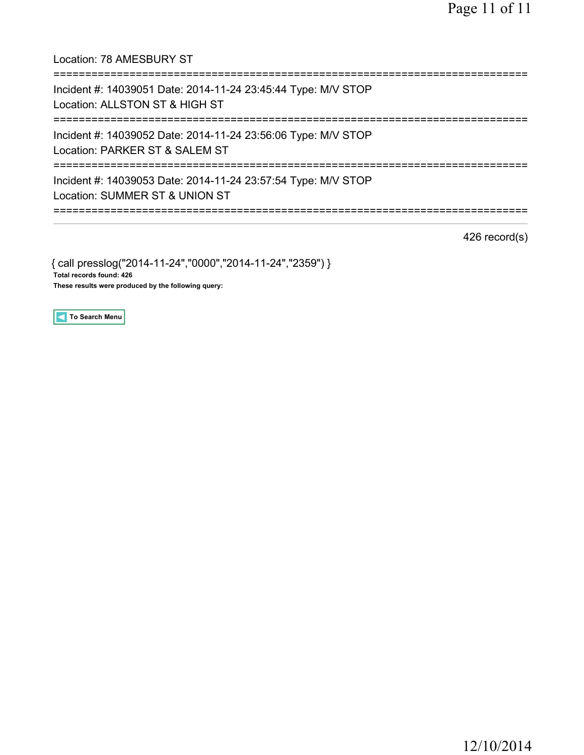Location: 78 AMESBURY ST

===========================================================================

Incident #: 14039051 Date: 2014-11-24 23:45:44 Type: M/V STOP

Location: ALLSTON ST & HIGH ST

===========================================================================

Incident #: 14039052 Date: 2014-11-24 23:56:06 Type: M/V STOP

Location: PARKER ST & SALEM ST

===========================================================================

Incident #: 14039053 Date: 2014-11-24 23:57:54 Type: M/V STOP

Location: SUMMER ST & UNION ST

===========================================================================

426 record(s)

{ call presslog("2014-11-24","0000","2014-11-24","2359") }

**Total records found: 426**

**These results were produced by the following query:**

**To Search Menu**